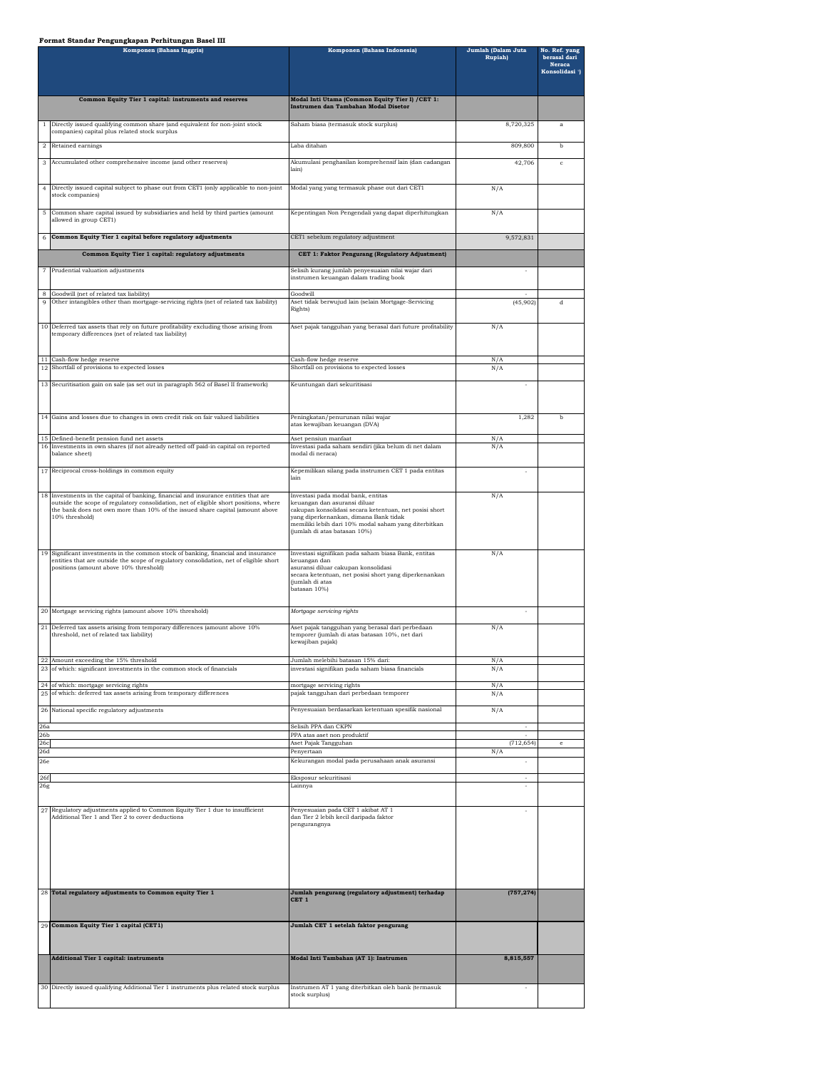**Format Standar Pengungkapan Perhitungan Basel III**

| | Komponen (Bahasa Inggris) | Komponen (Bahasa Indonesia) | Jumlah (Dalam Juta Rupiah) | No. Ref. yang berasal dari Neraca Konsolidasi *) |
|---|---|---|---|---|
| | **Common Equity Tier 1 capital: instruments and reserves** | **Modal Inti Utama (Common Equity Tier I) /CET 1: Instrumen dan Tambahan Modal Disetor** | | |
| 1 | Directly issued qualifying common share (and equivalent for non-joint stock companies) capital plus related stock surplus | Saham biasa (termasuk stock surplus) | 8,720,325 | a |
| 2 | Retained earnings | Laba ditahan | 809,800 | b |
| 3 | Accumulated other comprehensive income (and other reserves) | Akumulasi penghasilan komprehensif lain (dan cadangan lain) | 42,706 | c |
| 4 | Directly issued capital subject to phase out from CET1 (only applicable to non-joint stock companies) | Modal yang yang termasuk phase out dari CET1 | N/A | |
| 5 | Common share capital issued by subsidiaries and held by third parties (amount allowed in group CET1) | Kepentingan Non Pengendali yang dapat diperhitungkan | N/A | |
| 6 | **Common Equity Tier 1 capital before regulatory adjustments** | CET1 sebelum regulatory adjustment | 9,572,831 | |
| | **Common Equity Tier 1 capital: regulatory adjustments** | **CET 1: Faktor Pengurang (Regulatory Adjustment)** | | |
| 7 | Prudential valuation adjustments | Selisih kurang jumlah penyesuaian nilai wajar dari instrumen keuangan dalam trading book | - | |
| 8 | Goodwill (net of related tax liability) | Goodwill | - | |
| 9 | Other intangibles other than mortgage-servicing rights (net of related tax liability) | Aset tidak berwujud lain (selain Mortgage-Servicing Rights) | (45,902) | d |
| 10 | Deferred tax assets that rely on future profitability excluding those arising from temporary differences (net of related tax liability) | Aset pajak tangguhan yang berasal dari future profitability | N/A | |
| 11 | Cash-flow hedge reserve | Cash-flow hedge reserve | N/A | |
| 12 | Shortfall of provisions to expected losses | Shortfall on provisions to expected losses | N/A | |
| 13 | Securitisation gain on sale (as set out in paragraph 562 of Basel II framework) | Keuntungan dari sekuritisasi | - | |
| 14 | Gains and losses due to changes in own credit risk on fair valued liabilities | Peningkatan/penurunan nilai wajar atas kewajiban keuangan (DVA) | 1,282 | b |
| 15 | Defined-benefit pension fund net assets | Aset pensiun manfaat | N/A | |
| 16 | Investments in own shares (if not already netted off paid-in capital on reported balance sheet) | Investasi pada saham sendiri (jika belum di net dalam modal di neraca) | N/A | |
| 17 | Reciprocal cross-holdings in common equity | Kepemilikan silang pada instrumen CET 1 pada entitas lain | - | |
| 18 | Investments in the capital of banking, financial and insurance entities that are outside the scope of regulatory consolidation, net of eligible short positions, where the bank does not own more than 10% of the issued share capital (amount above 10% threshold) | Investasi pada modal bank, entitas keuangan dan asuransi diluar cakupan konsolidasi secara ketentuan, net posisi short yang diperkenankan, dimana Bank tidak memiliki lebih dari 10% modal saham yang diterbitkan (jumlah di atas batasan 10%) | N/A | |
| 19 | Significant investments in the common stock of banking, financial and insurance entities that are outside the scope of regulatory consolidation, net of eligible short positions (amount above 10% threshold) | Investasi signifikan pada saham biasa Bank, entitas keuangan dan asuransi diluar cakupan konsolidasi secara ketentuan, net posisi short yang diperkenankan (jumlah di atas batasan 10%) | N/A | |
| 20 | Mortgage servicing rights (amount above 10% threshold) | *Mortgage servicing rights* | - | |
| 21 | Deferred tax assets arising from temporary differences (amount above 10% threshold, net of related tax liability) | Aset pajak tangguhan yang berasal dari perbedaan temporer (jumlah di atas batasan 10%, net dari kewajiban pajak) | N/A | |
| 22 | Amount exceeding the 15% threshold | Jumlah melebihi batasan 15% dari: | N/A | |
| 23 | of which: significant investments in the common stock of financials | investasi signifikan pada saham biasa financials | N/A | |
| 24 | of which: mortgage servicing rights | mortgage servicing rights | N/A | |
| 25 | of which: deferred tax assets arising from temporary differences | pajak tangguhan dari perbedaan temporer | N/A | |
| 26 | National specific regulatory adjustments | Penyesuaian berdasarkan ketentuan spesifik nasional | N/A | |
| 26a | | Selisih PPA dan CKPN | - | |
| 26b | | PPA atas aset non produktif | - | |
| 26c | | Aset Pajak Tangguhan | (712,654) | e |
| 26d | | Penyertaan | N/A | |
| 26e | | Kekurangan modal pada perusahaan anak asuransi | - | |
| 26f | | Eksposur sekuritisasi | - | |
| 26g | | Lainnya | - | |
| 27 | Regulatory adjustments applied to Common Equity Tier 1 due to insufficient Additional Tier 1 and Tier 2 to cover deductions | Penyesuaian pada CET 1 akibat AT 1 dan Tier 2 lebih kecil daripada faktor pengurangnya | - | |
| 28 | **Total regulatory adjustments to Common equity Tier 1** | **Jumlah pengurang (regulatory adjustment) terhadap CET 1** | **(757,274)** | |
| 29 | **Common Equity Tier 1 capital (CET1)** | **Jumlah CET 1 setelah faktor pengurang** | | |
| | **Additional Tier 1 capital: instruments** | **Modal Inti Tambahan (AT 1): Instrumen** | **8,815,557** | |
| 30 | Directly issued qualifying Additional Tier 1 instruments plus related stock surplus | Instrumen AT 1 yang diterbitkan oleh bank (termasuk stock surplus) | - | |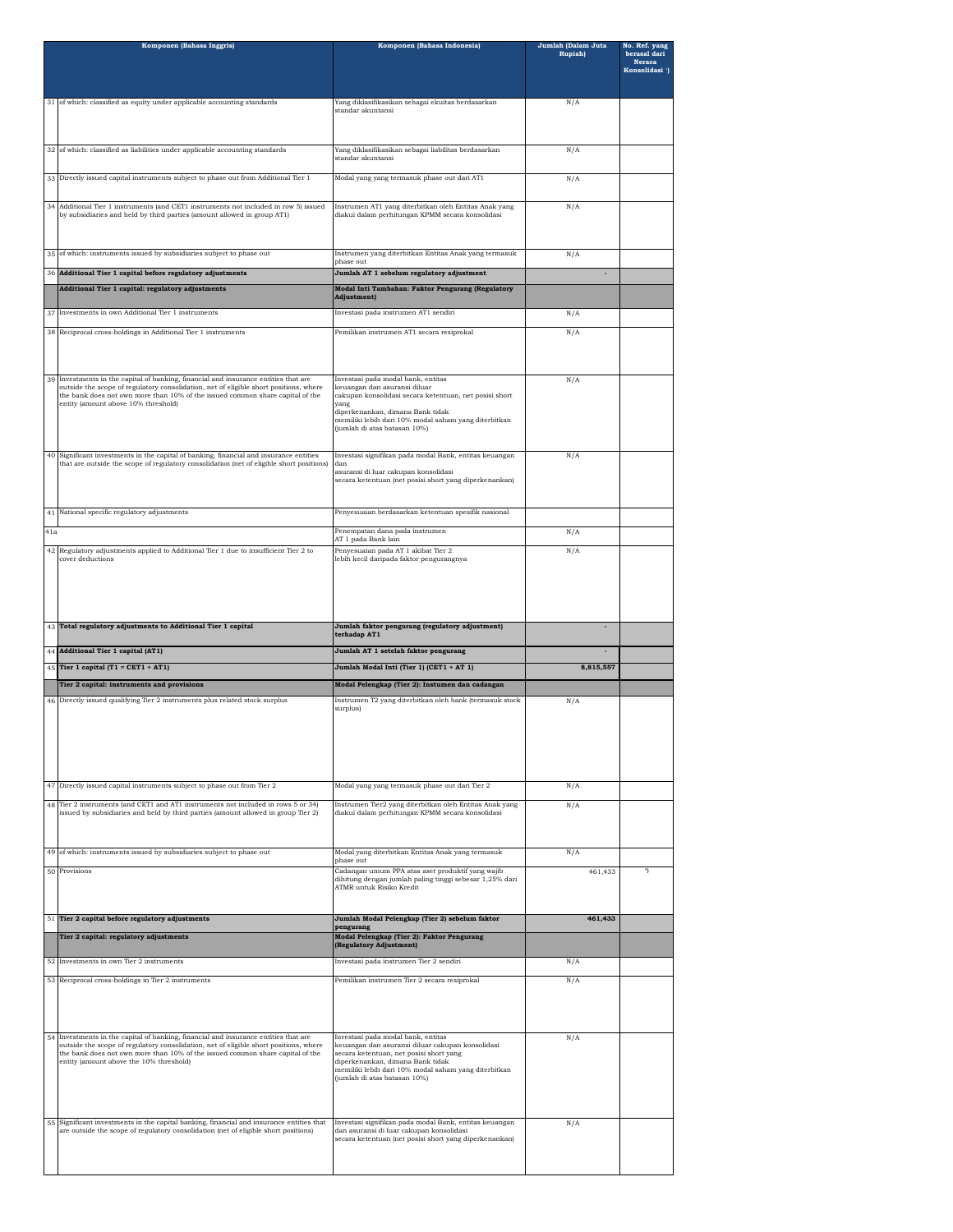| | Komponen (Bahasa Inggris) | Komponen (Bahasa Indonesia) | Jumlah (Dalam Juta Rupiah) | No. Ref. yang berasal dari Neraca Konsolidasi *) |
|---|---|---|---|---|
| 31 | of which: classified as equity under applicable accounting standards | Yang diklasifikasikan sebagai ekuitas berdasarkan standar akuntansi | N/A | |
| 32 | of which: classified as liabilities under applicable accounting standards | Yang diklasifikasikan sebagai liabilitas berdasarkan standar akuntansi | N/A | |
| 33 | Directly issued capital instruments subject to phase out from Additional Tier 1 | Modal yang yang termasuk phase out dari AT1 | N/A | |
| 34 | Additional Tier 1 instruments (and CET1 instruments not included in row 5) issued by subsidiaries and held by third parties (amount allowed in group AT1) | Instrumen AT1 yang diterbitkan oleh Entitas Anak yang diakui dalam perhitungan KPMM secara konsolidasi | N/A | |
| 35 | of which: instruments issued by subsidiaries subject to phase out | Instrumen yang diterbitkan Entitas Anak yang termasuk phase out | N/A | |
| 36 | **Additional Tier 1 capital before regulatory adjustments** | **Jumlah AT 1 sebelum regulatory adjustment** | - | |
| | **Additional Tier 1 capital: regulatory adjustments** | **Modal Inti Tambahan: Faktor Pengurang (Regulatory Adjustment)** | | |
| 37 | Investments in own Additional Tier 1 instruments | Investasi pada instrumen AT1 sendiri | N/A | |
| 38 | Reciprocal cross-holdings in Additional Tier 1 instruments | Pemilikan instrumen AT1 secara resiprokal | N/A | |
| 39 | Investments in the capital of banking, financial and insurance entities that are outside the scope of regulatory consolidation, net of eligible short positions, where the bank does not own more than 10% of the issued common share capital of the entity (amount above 10% threshold) | Investasi pada modal bank, entitas keuangan dan asuransi diluar cakupan konsolidasi secara ketentuan, net posisi short yang diperkenankan, dimana Bank tidak memiliki lebih dari 10% modal saham yang diterbitkan (jumlah di atas batasan 10%) | N/A | |
| 40 | Significant investments in the capital of banking, financial and insurance entities that are outside the scope of regulatory consolidation (net of eligible short positions) | Investasi signifikan pada modal Bank, entitas keuangan dan asuransi di luar cakupan konsolidasi secara ketentuan (net posisi short yang diperkenankan) | N/A | |
| 41 | National specific regulatory adjustments | Penyesuaian berdasarkan ketentuan spesifik nasional | | |
| 41a | | Penempatan dana pada instrumen AT 1 pada Bank lain | N/A | |
| 42 | Regulatory adjustments applied to Additional Tier 1 due to insufficient Tier 2 to cover deductions | Penyesuaian pada AT 1 akibat Tier 2 lebih kecil daripada faktor pengurangnya | N/A | |
| 43 | **Total regulatory adjustments to Additional Tier 1 capital** | **Jumlah faktor pengurang (regulatory adjustment) terhadap AT1** | - | |
| 44 | **Additional Tier 1 capital (AT1)** | **Jumlah AT 1 setelah faktor pengurang** | - | |
| 45 | **Tier 1 capital (T1 = CET1 + AT1)** | **Jumlah Modal Inti (Tier 1) (CET1 + AT 1)** | **8,815,557** | |
| | **Tier 2 capital: instruments and provisions** | **Modal Pelengkap (Tier 2): Instumen dan cadangan** | | |
| 46 | Directly issued qualifying Tier 2 instruments plus related stock surplus | Instrumen T2 yang diterbitkan oleh bank (termasuk stock surplus) | N/A | |
| 47 | Directly issued capital instruments subject to phase out from Tier 2 | Modal yang yang termasuk phase out dari Tier 2 | N/A | |
| 48 | Tier 2 instruments (and CET1 and AT1 instruments not included in rows 5 or 34) issued by subsidiaries and held by third parties (amount allowed in group Tier 2) | Instrumen Tier2 yang diterbitkan oleh Entitas Anak yang diakui dalam perhitungan KPMM secara konsolidasi | N/A | |
| 49 | of which: instruments issued by subsidiaries subject to phase out | Modal yang diterbitkan Entitas Anak yang termasuk phase out | N/A | |
| 50 | Provisions | Cadangan umum PPA atas aset produktif yang wajib dihitung dengan jumlah paling tinggi sebesar 1,25% dari ATMR untuk Risiko Kredit | 461,433 | *) |
| 51 | **Tier 2 capital before regulatory adjustments** | **Jumlah Modal Pelengkap (Tier 2) sebelum faktor pengurang** | **461,433** | |
| | **Tier 2 capital: regulatory adjustments** | **Modal Pelengkap (Tier 2): Faktor Pengurang (Regulatory Adjustment)** | | |
| 52 | Investments in own Tier 2 instruments | Investasi pada instrumen Tier 2 sendiri | N/A | |
| 53 | Reciprocal cross-holdings in Tier 2 instruments | Pemilikan instrumen Tier 2 secara resiprokal | N/A | |
| 54 | Investments in the capital of banking, financial and insurance entities that are outside the scope of regulatory consolidation, net of eligible short positions, where the bank does not own more than 10% of the issued common share capital of the entity (amount above the 10% threshold) | Investasi pada modal bank, entitas keuangan dan asuransi diluar cakupan konsolidasi secara ketentuan, net posisi short yang diperkenankan, dimana Bank tidak memiliki lebih dari 10% modal saham yang diterbitkan (jumlah di atas batasan 10%) | N/A | |
| 55 | Significant investments in the capital banking, financial and insurance entities that are outside the scope of regulatory consolidation (net of eligible short positions) | Investasi signifikan pada modal Bank, entitas keuangan dan asuransi di luar cakupan konsolidasi secara ketentuan (net posisi short yang diperkenankan) | N/A | |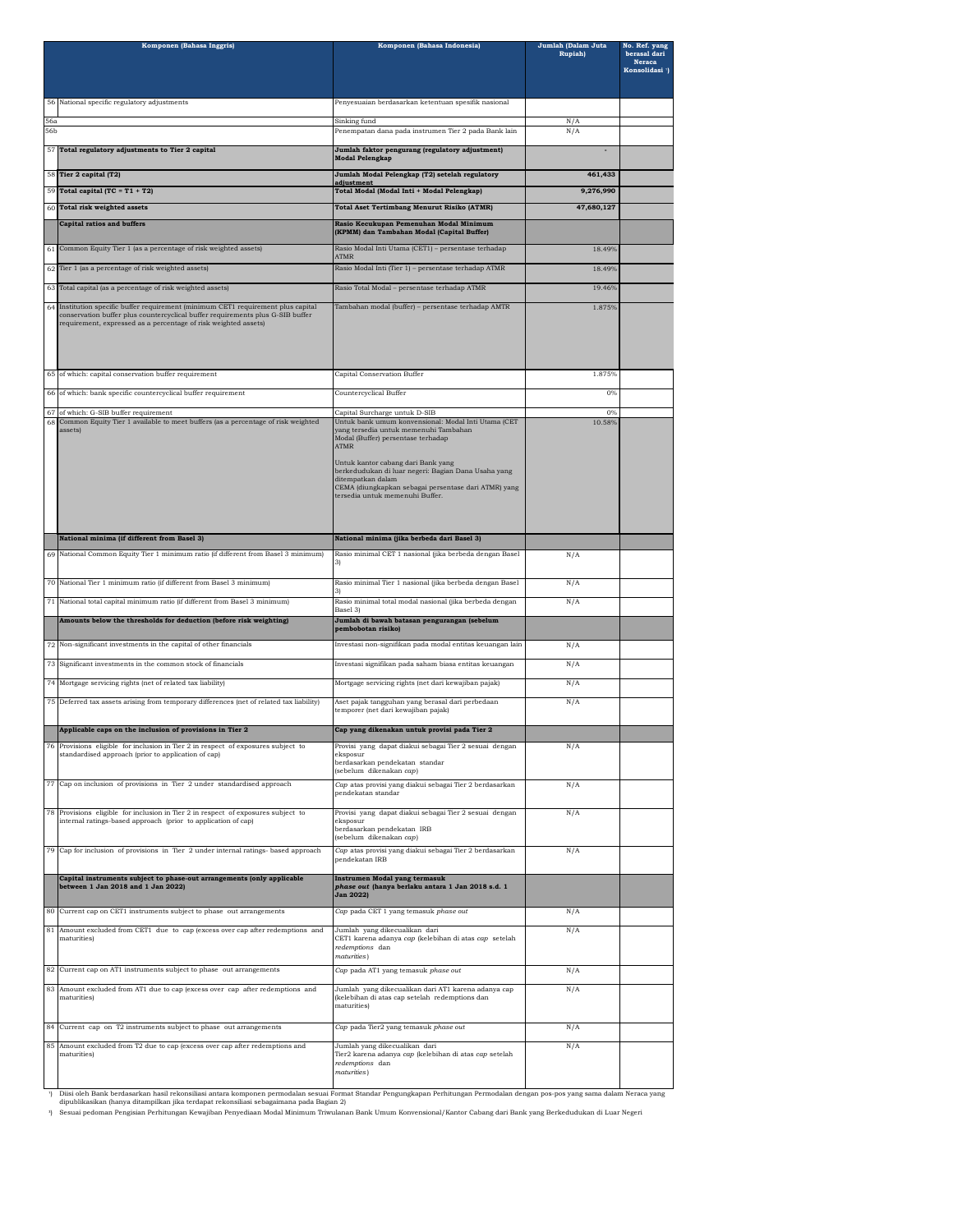| | Komponen (Bahasa Inggris) | Komponen (Bahasa Indonesia) | Jumlah (Dalam Juta Rupiah) | No. Ref. yang berasal dari Neraca Konsolidasi [1]) |
|---|---|---|---|---|
| 56 | National specific regulatory adjustments | Penyesuaian berdasarkan ketentuan spesifik nasional | | |
| 56a | | Sinking fund | N/A | |
| 56b | | Penempatan dana pada instrumen Tier 2 pada Bank lain | N/A | |
| 57 | **Total regulatory adjustments to Tier 2 capital** | **Jumlah faktor pengurang (regulatory adjustment) Modal Pelengkap** | - | |
| 58 | **Tier 2 capital (T2)** | **Jumlah Modal Pelengkap (T2) setelah regulatory adjustment** | **461,433** | |
| 59 | **Total capital (TC = T1 + T2)** | **Total Modal (Modal Inti + Modal Pelengkap)** | **9,276,990** | |
| 60 | **Total risk weighted assets** | **Total Aset Tertimbang Menurut Risiko (ATMR)** | **47,680,127** | |
| | **Capital ratios and buffers** | **Rasio Kecukupan Pemenuhan Modal Minimum (KPMM) dan Tambahan Modal (Capital Buffer)** | | |
| 61 | Common Equity Tier 1 (as a percentage of risk weighted assets) | Rasio Modal Inti Utama (CET1) – persentase terhadap ATMR | 18.49% | |
| 62 | Tier 1 (as a percentage of risk weighted assets) | Rasio Modal Inti (Tier 1) – persentase terhadap ATMR | 18.49% | |
| 63 | Total capital (as a percentage of risk weighted assets) | Rasio Total Modal – persentase terhadap ATMR | 19.46% | |
| 64 | Institution specific buffer requirement (minimum CET1 requirement plus capital conservation buffer plus countercyclical buffer requirements plus G-SIB buffer requirement, expressed as a percentage of risk weighted assets) | Tambahan modal (buffer) – persentase terhadap AMTR | 1.875% | |
| 65 | of which: capital conservation buffer requirement | Capital Conservation Buffer | 1.875% | |
| 66 | of which: bank specific countercyclical buffer requirement | Countercyclical Buffer | 0% | |
| 67 | of which: G-SIB buffer requirement | Capital Surcharge untuk D-SIB | 0% | |
| 68 | Common Equity Tier 1 available to meet buffers (as a percentage of risk weighted assets) | Untuk bank umum konvensional: Modal Inti Utama (CET yang tersedia untuk memenuhi Tambahan Modal (Buffer) persentase terhadap ATMR<br><br>Untuk kantor cabang dari Bank yang berkedudukan di luar negeri: Bagian Dana Usaha yang ditempatkan dalam CEMA (diungkapkan sebagai persentase dari ATMR) yang tersedia untuk memenuhi Buffer. | 10.58% | |
| | **National minima (if different from Basel 3)** | **National minima (jika berbeda dari Basel 3)** | | |
| 69 | National Common Equity Tier 1 minimum ratio (if different from Basel 3 minimum) | Rasio minimal CET 1 nasional (jika berbeda dengan Basel 3) | N/A | |
| 70 | National Tier 1 minimum ratio (if different from Basel 3 minimum) | Rasio minimal Tier 1 nasional (jika berbeda dengan Basel 3) | N/A | |
| 71 | National total capital minimum ratio (if different from Basel 3 minimum) | Rasio minimal total modal nasional (jika berbeda dengan Basel 3) | N/A | |
| | **Amounts below the thresholds for deduction (before risk weighting)** | **Jumlah di bawah batasan pengurangan (sebelum pembobotan risiko)** | | |
| 72 | Non-significant investments in the capital of other financials | Investasi non-signifikan pada modal entitas keuangan lain | N/A | |
| 73 | Significant investments in the common stock of financials | Investasi signifikan pada saham biasa entitas keuangan | N/A | |
| 74 | Mortgage servicing rights (net of related tax liability) | Mortgage servicing rights (net dari kewajiban pajak) | N/A | |
| 75 | Deferred tax assets arising from temporary differences (net of related tax liability) | Aset pajak tangguhan yang berasal dari perbedaan temporer (net dari kewajiban pajak) | N/A | |
| | **Applicable caps on the inclusion of provisions in Tier 2** | **Cap yang dikenakan untuk provisi pada Tier 2** | | |
| 76 | Provisions eligible for inclusion in Tier 2 in respect of exposures subject to standardised approach (prior to application of cap) | Provisi yang dapat diakui sebagai Tier 2 sesuai dengan eksposur berdasarkan pendekatan standar (sebelum dikenakan *cap*) | N/A | |
| 77 | Cap on inclusion of provisions in Tier 2 under standardised approach | *Cap* atas provisi yang diakui sebagai Tier 2 berdasarkan pendekatan standar | N/A | |
| 78 | Provisions eligible for inclusion in Tier 2 in respect of exposures subject to internal ratings-based approach (prior to application of cap) | Provisi yang dapat diakui sebagai Tier 2 sesuai dengan eksposur berdasarkan pendekatan IRB (sebelum dikenakan *cap*) | N/A | |
| 79 | Cap for inclusion of provisions in Tier 2 under internal ratings- based approach | *Cap* atas provisi yang diakui sebagai Tier 2 berdasarkan pendekatan IRB | N/A | |
| | **Capital instruments subject to phase-out arrangements (only applicable between 1 Jan 2018 and 1 Jan 2022)** | **Instrumen Modal yang termasuk *phase out* (hanya berlaku antara 1 Jan 2018 s.d. 1 Jan 2022)** | | |
| 80 | Current cap on CET1 instruments subject to phase out arrangements | *Cap* pada CET 1 yang temasuk *phase out* | N/A | |
| 81 | Amount excluded from CET1 due to cap (excess over cap after redemptions and maturities) | Jumlah yang dikecualikan dari CET1 karena adanya *cap* (kelebihan di atas *cap* setelah *redemptions* dan *maturities*) | N/A | |
| 82 | Current cap on AT1 instruments subject to phase out arrangements | *Cap* pada AT1 yang temasuk *phase out* | N/A | |
| 83 | Amount excluded from AT1 due to cap (excess over cap after redemptions and maturities) | Jumlah yang dikecualikan dari AT1 karena adanya cap (kelebihan di atas cap setelah redemptions dan maturities) | N/A | |
| 84 | Current cap on T2 instruments subject to phase out arrangements | *Cap* pada Tier2 yang temasuk *phase out* | N/A | |
| 85 | Amount excluded from T2 due to cap (excess over cap after redemptions and maturities) | Jumlah yang dikecualikan dari Tier2 karena adanya *cap* (kelebihan di atas *cap* setelah *redemptions* dan *maturities*) | N/A | |

[1]) Diisi oleh Bank berdasarkan hasil rekonsiliasi antara komponen permodalan sesuai Format Standar Pengungkapan Perhitungan Permodalan dengan pos-pos yang sama dalam Neraca yang dipublikasikan (hanya ditampilkan jika terdapat rekonsiliasi sebagaimana pada Bagian 2)

[3]) Sesuai pedoman Pengisian Perhitungan Kewajiban Penyediaan Modal Minimum Triwulanan Bank Umum Konvensional/Kantor Cabang dari Bank yang Berkedudukan di Luar Negeri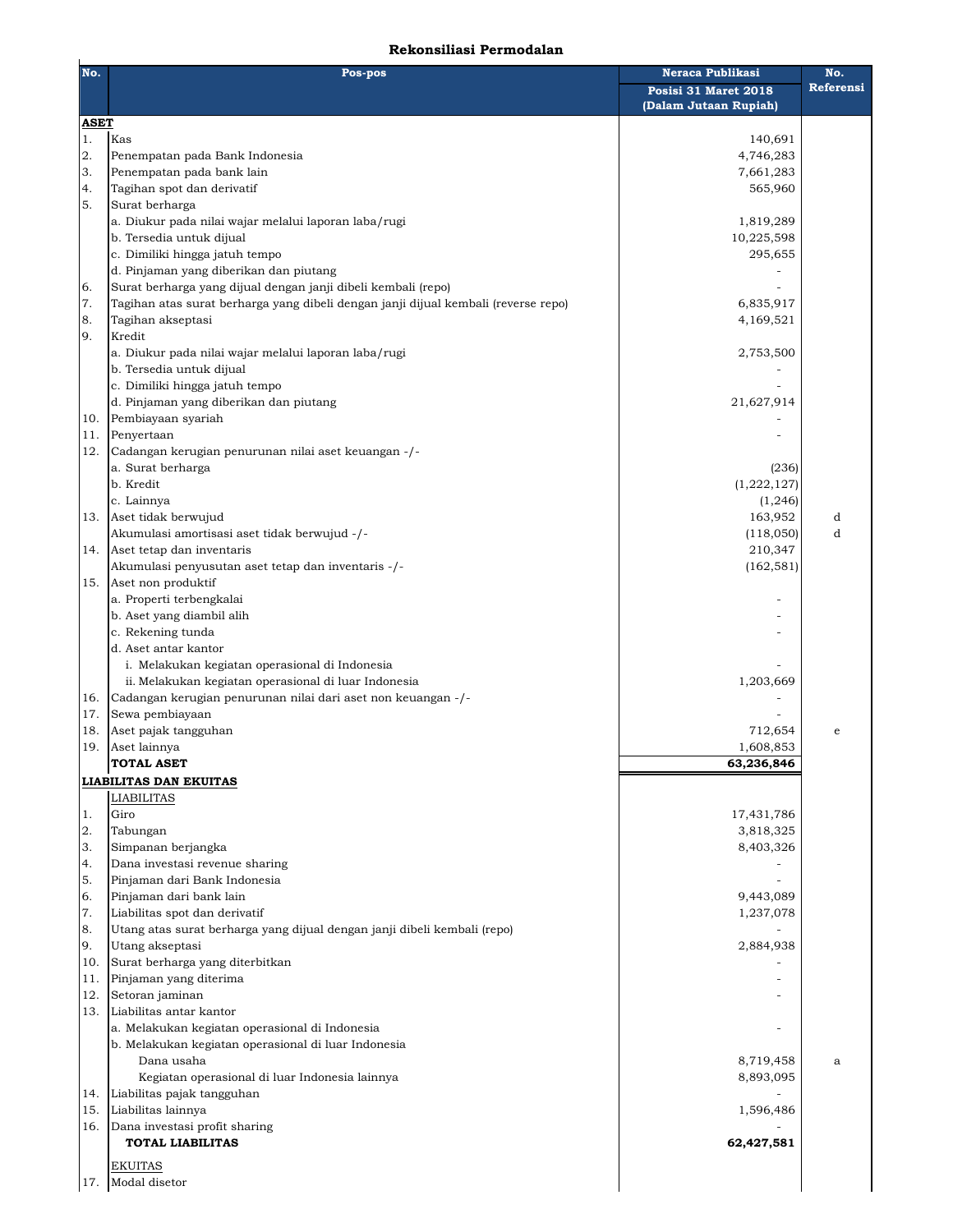# Rekonsiliasi Permodalan

| No. | Pos-pos | Neraca Publikasi | No. Referensi |
|---|---|---|---|
| | | Posisi 31 Maret 2018 (Dalam Jutaan Rupiah) | |
| **ASET** | | | |
| 1. | Kas | 140,691 | |
| 2. | Penempatan pada Bank Indonesia | 4,746,283 | |
| 3. | Penempatan pada bank lain | 7,661,283 | |
| 4. | Tagihan spot dan derivatif | 565,960 | |
| 5. | Surat berharga | | |
| | a. Diukur pada nilai wajar melalui laporan laba/rugi | 1,819,289 | |
| | b. Tersedia untuk dijual | 10,225,598 | |
| | c. Dimiliki hingga jatuh tempo | 295,655 | |
| | d. Pinjaman yang diberikan dan piutang | - | |
| 6. | Surat berharga yang dijual dengan janji dibeli kembali (repo) | - | |
| 7. | Tagihan atas surat berharga yang dibeli dengan janji dijual kembali (reverse repo) | 6,835,917 | |
| 8. | Tagihan akseptasi | 4,169,521 | |
| 9. | Kredit | | |
| | a. Diukur pada nilai wajar melalui laporan laba/rugi | 2,753,500 | |
| | b. Tersedia untuk dijual | - | |
| | c. Dimiliki hingga jatuh tempo | - | |
| | d. Pinjaman yang diberikan dan piutang | 21,627,914 | |
| 10. | Pembiayaan syariah | - | |
| 11. | Penyertaan | - | |
| 12. | Cadangan kerugian penurunan nilai aset keuangan -/- | | |
| | a. Surat berharga | (236) | |
| | b. Kredit | (1,222,127) | |
| | c. Lainnya | (1,246) | |
| 13. | Aset tidak berwujud | 163,952 | d |
| | Akumulasi amortisasi aset tidak berwujud -/- | (118,050) | d |
| 14. | Aset tetap dan inventaris | 210,347 | |
| | Akumulasi penyusutan aset tetap dan inventaris -/- | (162,581) | |
| 15. | Aset non produktif | | |
| | a. Properti terbengkalai | - | |
| | b. Aset yang diambil alih | - | |
| | c. Rekening tunda | - | |
| | d. Aset antar kantor | | |
| | i. Melakukan kegiatan operasional di Indonesia | - | |
| | ii. Melakukan kegiatan operasional di luar Indonesia | 1,203,669 | |
| 16. | Cadangan kerugian penurunan nilai dari aset non keuangan -/- | - | |
| 17. | Sewa pembiayaan | - | |
| 18. | Aset pajak tangguhan | 712,654 | e |
| 19. | Aset lainnya | 1,608,853 | |
| | **TOTAL ASET** | **63,236,846** | |
| **LIABILITAS DAN EKUITAS** | | | |
| | LIABILITAS | | |
| 1. | Giro | 17,431,786 | |
| 2. | Tabungan | 3,818,325 | |
| 3. | Simpanan berjangka | 8,403,326 | |
| 4. | Dana investasi revenue sharing | - | |
| 5. | Pinjaman dari Bank Indonesia | - | |
| 6. | Pinjaman dari bank lain | 9,443,089 | |
| 7. | Liabilitas spot dan derivatif | 1,237,078 | |
| 8. | Utang atas surat berharga yang dijual dengan janji dibeli kembali (repo) | - | |
| 9. | Utang akseptasi | 2,884,938 | |
| 10. | Surat berharga yang diterbitkan | - | |
| 11. | Pinjaman yang diterima | - | |
| 12. | Setoran jaminan | - | |
| 13. | Liabilitas antar kantor | | |
| | a. Melakukan kegiatan operasional di Indonesia | - | |
| | b. Melakukan kegiatan operasional di luar Indonesia | | |
| | Dana usaha | 8,719,458 | a |
| | Kegiatan operasional di luar Indonesia lainnya | 8,893,095 | |
| 14. | Liabilitas pajak tangguhan | - | |
| 15. | Liabilitas lainnya | 1,596,486 | |
| 16. | Dana investasi profit sharing | - | |
| | **TOTAL LIABILITAS** | **62,427,581** | |
| | EKUITAS | | |
| 17. | Modal disetor | | |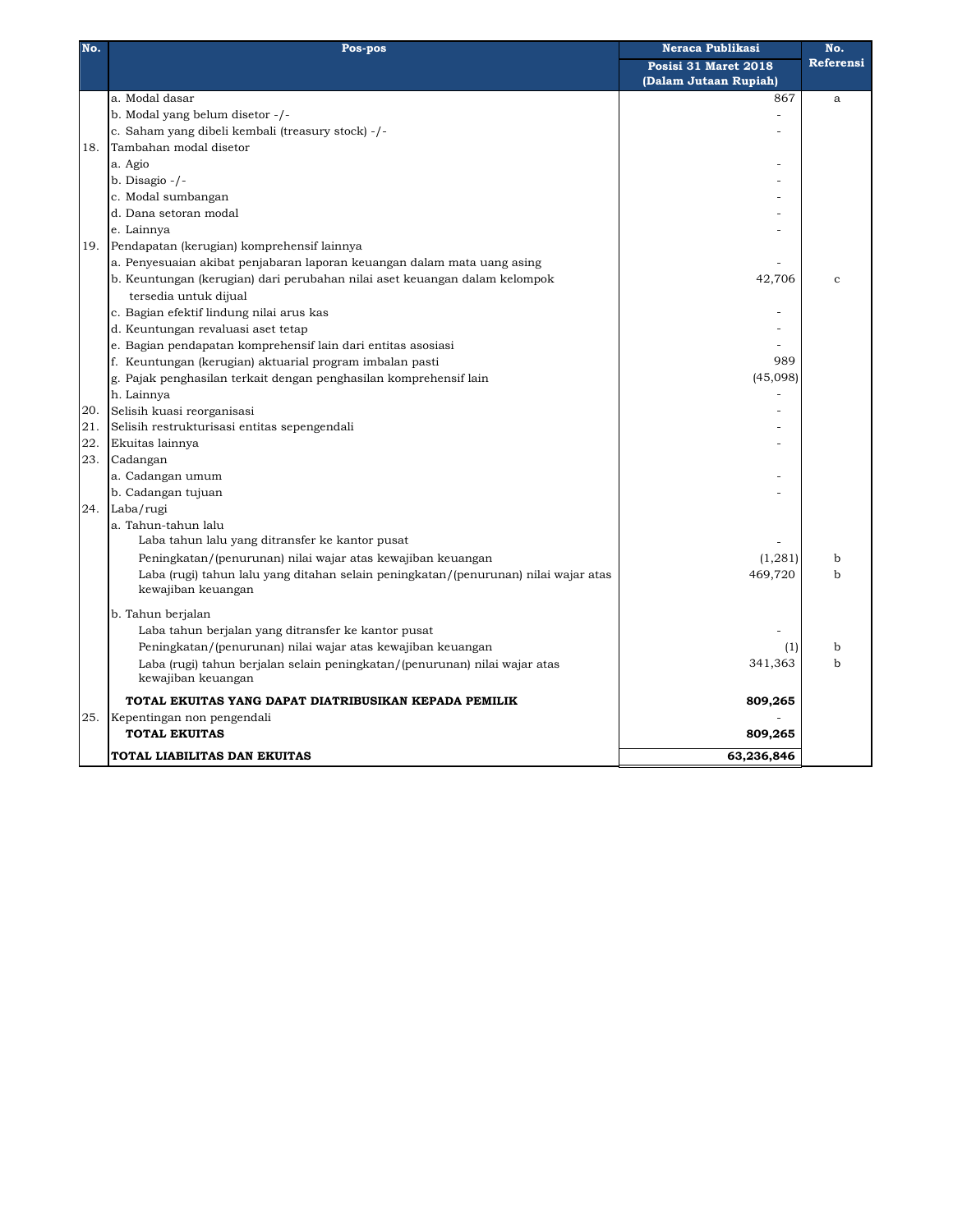| No. | Pos-pos | Neraca Publikasi Posisi 31 Maret 2018 (Dalam Jutaan Rupiah) | No. Referensi |
|---|---|---|---|
| | a. Modal dasar | 867 | a |
| | b. Modal yang belum disetor -/- | - | |
| | c. Saham yang dibeli kembali (treasury stock) -/- | - | |
| 18. | Tambahan modal disetor | | |
| | a. Agio | - | |
| | b. Disagio -/- | - | |
| | c. Modal sumbangan | - | |
| | d. Dana setoran modal | - | |
| | e. Lainnya | - | |
| 19. | Pendapatan (kerugian) komprehensif lainnya | | |
| | a. Penyesuaian akibat penjabaran laporan keuangan dalam mata uang asing | - | |
| | b. Keuntungan (kerugian) dari perubahan nilai aset keuangan dalam kelompok tersedia untuk dijual | 42,706 | c |
| | c. Bagian efektif lindung nilai arus kas | - | |
| | d. Keuntungan revaluasi aset tetap | - | |
| | e. Bagian pendapatan komprehensif lain dari entitas asosiasi | - | |
| | f. Keuntungan (kerugian) aktuarial program imbalan pasti | 989 | |
| | g. Pajak penghasilan terkait dengan penghasilan komprehensif lain | (45,098) | |
| | h. Lainnya | - | |
| 20. | Selisih kuasi reorganisasi | - | |
| 21. | Selisih restrukturisasi entitas sepengendali | - | |
| 22. | Ekuitas lainnya | - | |
| 23. | Cadangan | | |
| | a. Cadangan umum | - | |
| | b. Cadangan tujuan | - | |
| 24. | Laba/rugi | | |
| | a. Tahun-tahun lalu | | |
| | Laba tahun lalu yang ditransfer ke kantor pusat | - | |
| | Peningkatan/(penurunan) nilai wajar atas kewajiban keuangan | (1,281) | b |
| | Laba (rugi) tahun lalu yang ditahan selain peningkatan/(penurunan) nilai wajar atas kewajiban keuangan | 469,720 | b |
| | b. Tahun berjalan | | |
| | Laba tahun berjalan yang ditransfer ke kantor pusat | - | |
| | Peningkatan/(penurunan) nilai wajar atas kewajiban keuangan | (1) | b |
| | Laba (rugi) tahun berjalan selain peningkatan/(penurunan) nilai wajar atas kewajiban keuangan | 341,363 | b |
| | **TOTAL EKUITAS YANG DAPAT DIATRIBUSIKAN KEPADA PEMILIK** | **809,265** | |
| 25. | Kepentingan non pengendali | - | |
| | **TOTAL EKUITAS** | **809,265** | |
| | **TOTAL LIABILITAS DAN EKUITAS** | **63,236,846** | |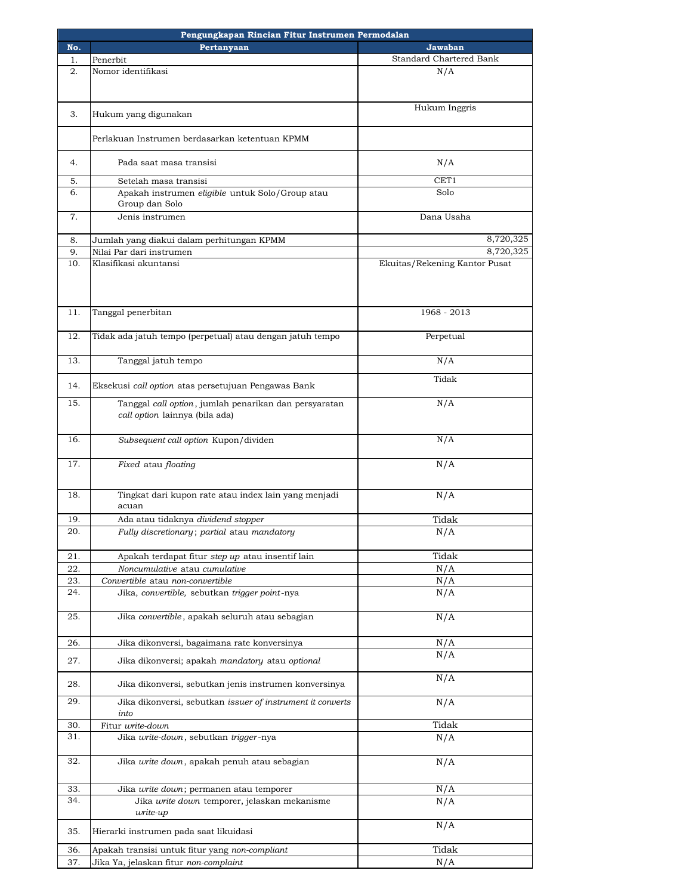| Pengungkapan Rincian Fitur Instrumen Permodalan | | |
|---|---|---|
| **No.** | **Pertanyaan** | **Jawaban** |
| 1. | Penerbit | Standard Chartered Bank |
| 2. | Nomor identifikasi | N/A |
| 3. | Hukum yang digunakan | Hukum Inggris |
| | Perlakuan Instrumen berdasarkan ketentuan KPMM | |
| 4. | Pada saat masa transisi | N/A |
| 5. | Setelah masa transisi | CET1 |
| 6. | Apakah instrumen *eligible* untuk Solo/Group atau Group dan Solo | Solo |
| 7. | Jenis instrumen | Dana Usaha |
| 8. | Jumlah yang diakui dalam perhitungan KPMM | 8,720,325 |
| 9. | Nilai Par dari instrumen | 8,720,325 |
| 10. | Klasifikasi akuntansi | Ekuitas/Rekening Kantor Pusat |
| 11. | Tanggal penerbitan | 1968 - 2013 |
| 12. | Tidak ada jatuh tempo (perpetual) atau dengan jatuh tempo | Perpetual |
| 13. | Tanggal jatuh tempo | N/A |
| 14. | Eksekusi *call option* atas persetujuan Pengawas Bank | Tidak |
| 15. | Tanggal *call option*, jumlah penarikan dan persyaratan *call option* lainnya (bila ada) | N/A |
| 16. | *Subsequent call option* Kupon/dividen | N/A |
| 17. | *Fixed* atau *floating* | N/A |
| 18. | Tingkat dari kupon rate atau index lain yang menjadi acuan | N/A |
| 19. | Ada atau tidaknya *dividend stopper* | Tidak |
| 20. | *Fully discretionary*; *partial* atau *mandatory* | N/A |
| 21. | Apakah terdapat fitur *step up* atau insentif lain | Tidak |
| 22. | *Noncumulative* atau *cumulative* | N/A |
| 23. | *Convertible* atau *non-convertible* | N/A |
| 24. | Jika, *convertible,* sebutkan *trigger point*-nya | N/A |
| 25. | Jika *convertible*, apakah seluruh atau sebagian | N/A |
| 26. | Jika dikonversi, bagaimana rate konversinya | N/A |
| 27. | Jika dikonversi; apakah *mandatory* atau *optional* | N/A |
| 28. | Jika dikonversi, sebutkan jenis instrumen konversinya | N/A |
| 29. | Jika dikonversi, sebutkan *issuer of instrument it converts into* | N/A |
| 30. | Fitur *write-down* | Tidak |
| 31. | Jika *write-down*, sebutkan *trigger*-nya | N/A |
| 32. | Jika *write down*, apakah penuh atau sebagian | N/A |
| 33. | Jika *write down*; permanen atau temporer | N/A |
| 34. | Jika *write down* temporer, jelaskan mekanisme *write-up* | N/A |
| 35. | Hierarki instrumen pada saat likuidasi | N/A |
| 36. | Apakah transisi untuk fitur yang *non-compliant* | Tidak |
| 37. | Jika Ya, jelaskan fitur *non-complaint* | N/A |